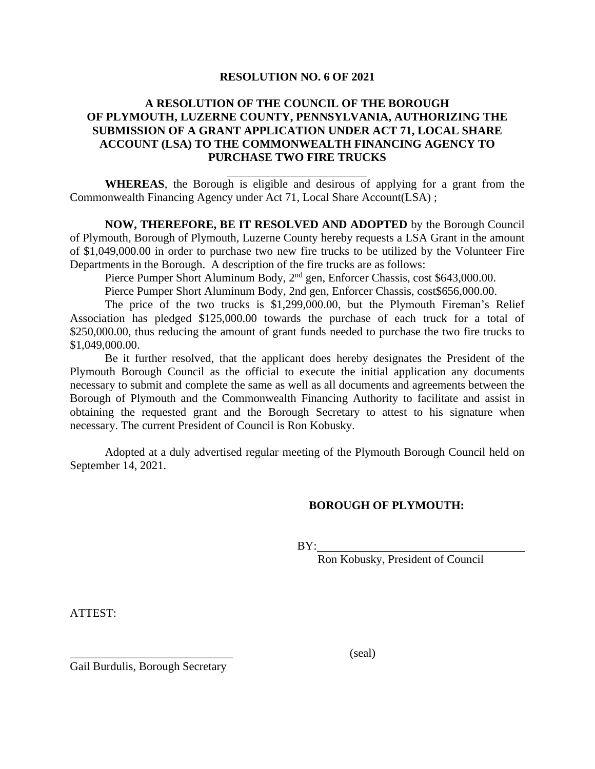**RESOLUTION NO. 6 OF 2021**

**A RESOLUTION OF THE COUNCIL OF THE BOROUGH OF PLYMOUTH, LUZERNE COUNTY, PENNSYLVANIA, AUTHORIZING THE SUBMISSION OF A GRANT APPLICATION UNDER ACT 71, LOCAL SHARE ACCOUNT (LSA) TO THE COMMONWEALTH FINANCING AGENCY TO PURCHASE TWO FIRE TRUCKS**

**WHEREAS**, the Borough is eligible and desirous of applying for a grant from the Commonwealth Financing Agency under Act 71, Local Share Account(LSA) ;

**NOW, THEREFORE, BE IT RESOLVED AND ADOPTED** by the Borough Council of Plymouth, Borough of Plymouth, Luzerne County hereby requests a LSA Grant in the amount of $1,049,000.00 in order to purchase two new fire trucks to be utilized by the Volunteer Fire Departments in the Borough. A description of the fire trucks are as follows:

Pierce Pumper Short Aluminum Body, 2nd gen, Enforcer Chassis, cost $643,000.00.

Pierce Pumper Short Aluminum Body, 2nd gen, Enforcer Chassis, cost$656,000.00.

The price of the two trucks is $1,299,000.00, but the Plymouth Fireman's Relief Association has pledged $125,000.00 towards the purchase of each truck for a total of $250,000.00, thus reducing the amount of grant funds needed to purchase the two fire trucks to $1,049,000.00.

Be it further resolved, that the applicant does hereby designates the President of the Plymouth Borough Council as the official to execute the initial application any documents necessary to submit and complete the same as well as all documents and agreements between the Borough of Plymouth and the Commonwealth Financing Authority to facilitate and assist in obtaining the requested grant and the Borough Secretary to attest to his signature when necessary. The current President of Council is Ron Kobusky.

Adopted at a duly advertised regular meeting of the Plymouth Borough Council held on September 14, 2021.

**BOROUGH OF PLYMOUTH:**

BY:\_\_\_\_\_\_\_\_\_\_\_\_\_\_\_\_\_\_\_\_\_\_\_\_\_\_\_\_\_\_\_\_\_\_\_

Ron Kobusky, President of Council

ATTEST:

\_\_\_\_\_\_\_\_\_\_\_\_\_\_\_\_\_\_\_\_\_\_\_\_\_\_\_\_ (seal)

Gail Burdulis, Borough Secretary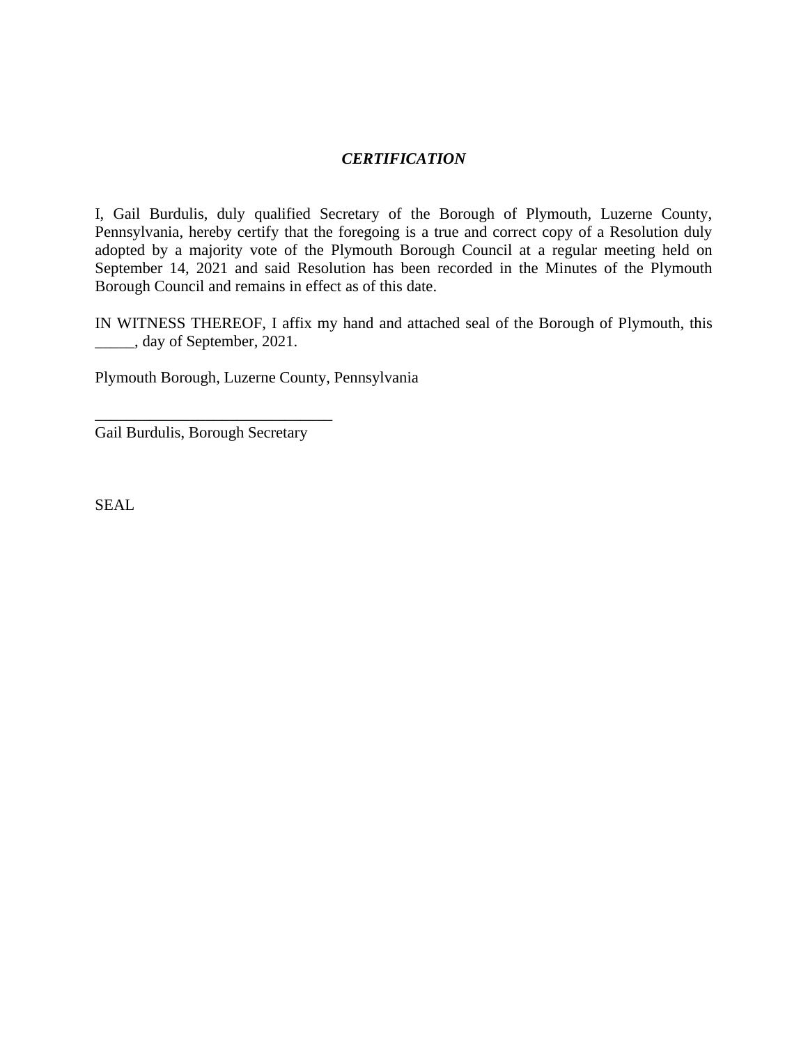## ***CERTIFICATION***

I, Gail Burdulis, duly qualified Secretary of the Borough of Plymouth, Luzerne County, Pennsylvania, hereby certify that the foregoing is a true and correct copy of a Resolution duly adopted by a majority vote of the Plymouth Borough Council at a regular meeting held on September 14, 2021 and said Resolution has been recorded in the Minutes of the Plymouth Borough Council and remains in effect as of this date.

IN WITNESS THEREOF, I affix my hand and attached seal of the Borough of Plymouth, this _____, day of September, 2021.

Plymouth Borough, Luzerne County, Pennsylvania

_______________________________
Gail Burdulis, Borough Secretary

SEAL